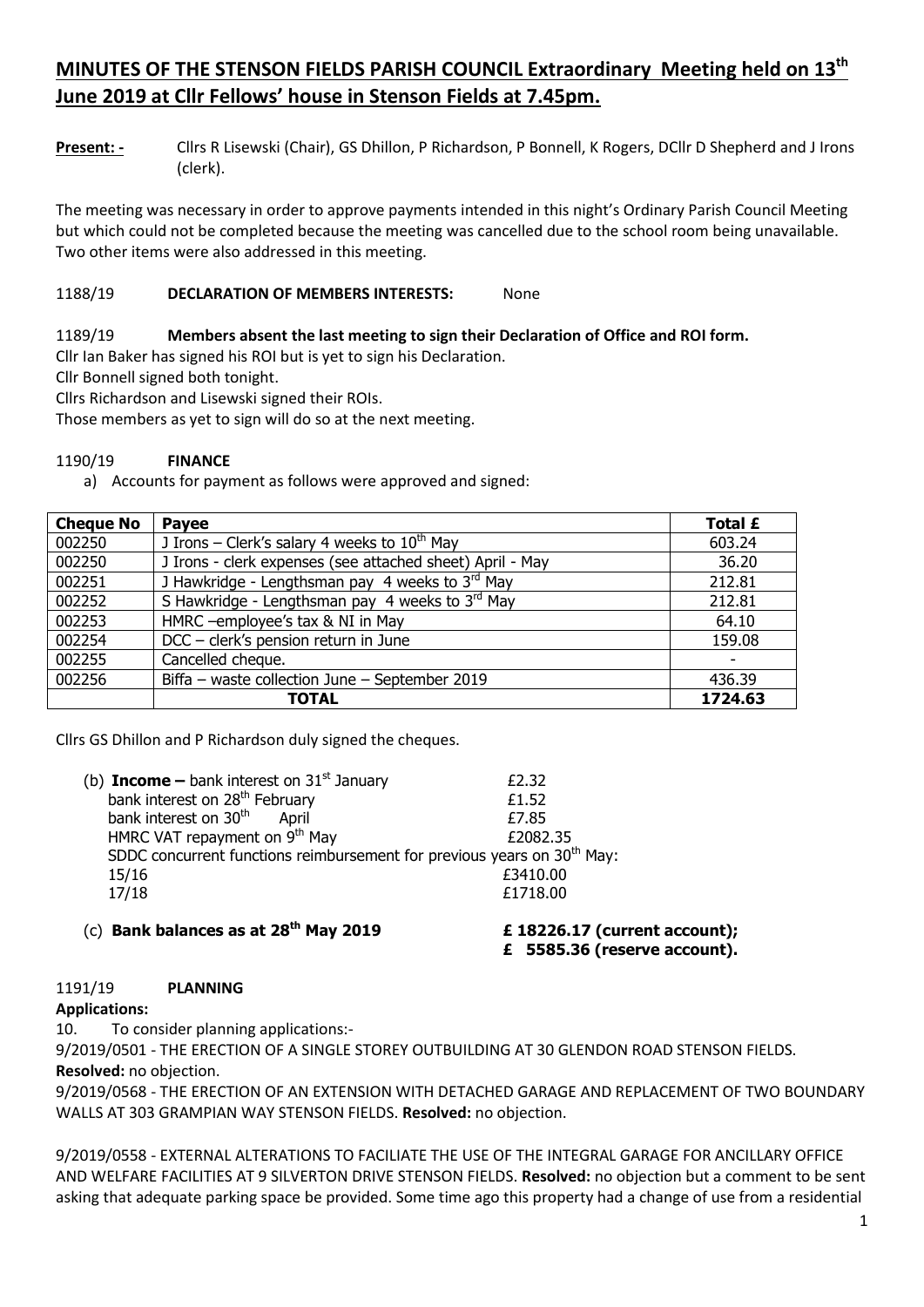# MINUTES OF THE STENSON FIELDS PARISH COUNCIL Extraordinary Meeting held on 13th June 2019 at Cllr Fellows' house in Stenson Fields at 7.45pm.

**Present: -** Cllrs R Lisewski (Chair), GS Dhillon, P Richardson, P Bonnell, K Rogers, DCllr D Shepherd and J Irons (clerk).

The meeting was necessary in order to approve payments intended in this night's Ordinary Parish Council Meeting but which could not be completed because the meeting was cancelled due to the school room being unavailable. Two other items were also addressed in this meeting.

1188/19 **DECLARATION OF MEMBERS INTERESTS:** None

1189/19 **Members absent the last meeting to sign their Declaration of Office and ROI form.**

Cllr Ian Baker has signed his ROI but is yet to sign his Declaration.

Cllr Bonnell signed both tonight.

Cllrs Richardson and Lisewski signed their ROIs.

Those members as yet to sign will do so at the next meeting.

1190/19 **FINANCE**

a) Accounts for payment as follows were approved and signed:

| Cheque No | Payee | Total £ |
|---|---|---|
| 002250 | J Irons – Clerk's salary 4 weeks to 10th May | 603.24 |
| 002250 | J Irons - clerk expenses (see attached sheet) April - May | 36.20 |
| 002251 | J Hawkridge - Lengthsman pay 4 weeks to 3rd May | 212.81 |
| 002252 | S Hawkridge - Lengthsman pay 4 weeks to 3rd May | 212.81 |
| 002253 | HMRC –employee's tax & NI in May | 64.10 |
| 002254 | DCC – clerk's pension return in June | 159.08 |
| 002255 | Cancelled cheque. | - |
| 002256 | Biffa – waste collection June – September 2019 | 436.39 |
| | **TOTAL** | **1724.63** |

Cllrs GS Dhillon and P Richardson duly signed the cheques.

(b) **Income –** bank interest on 31st January £2.32
bank interest on 28th February £1.52
bank interest on 30th April £7.85
HMRC VAT repayment on 9th May £2082.35
SDDC concurrent functions reimbursement for previous years on 30th May:
15/16 £3410.00
17/18 £1718.00

(c) **Bank balances as at 28th May 2019** **£ 18226.17 (current account);**
**£ 5585.36 (reserve account).**

1191/19 **PLANNING**

**Applications:**

10. To consider planning applications:-

9/2019/0501 - THE ERECTION OF A SINGLE STOREY OUTBUILDING AT 30 GLENDON ROAD STENSON FIELDS. **Resolved:** no objection.

9/2019/0568 - THE ERECTION OF AN EXTENSION WITH DETACHED GARAGE AND REPLACEMENT OF TWO BOUNDARY WALLS AT 303 GRAMPIAN WAY STENSON FIELDS. **Resolved:** no objection.

9/2019/0558 - EXTERNAL ALTERATIONS TO FACILIATE THE USE OF THE INTEGRAL GARAGE FOR ANCILLARY OFFICE AND WELFARE FACILITIES AT 9 SILVERTON DRIVE STENSON FIELDS. **Resolved:** no objection but a comment to be sent asking that adequate parking space be provided. Some time ago this property had a change of use from a residential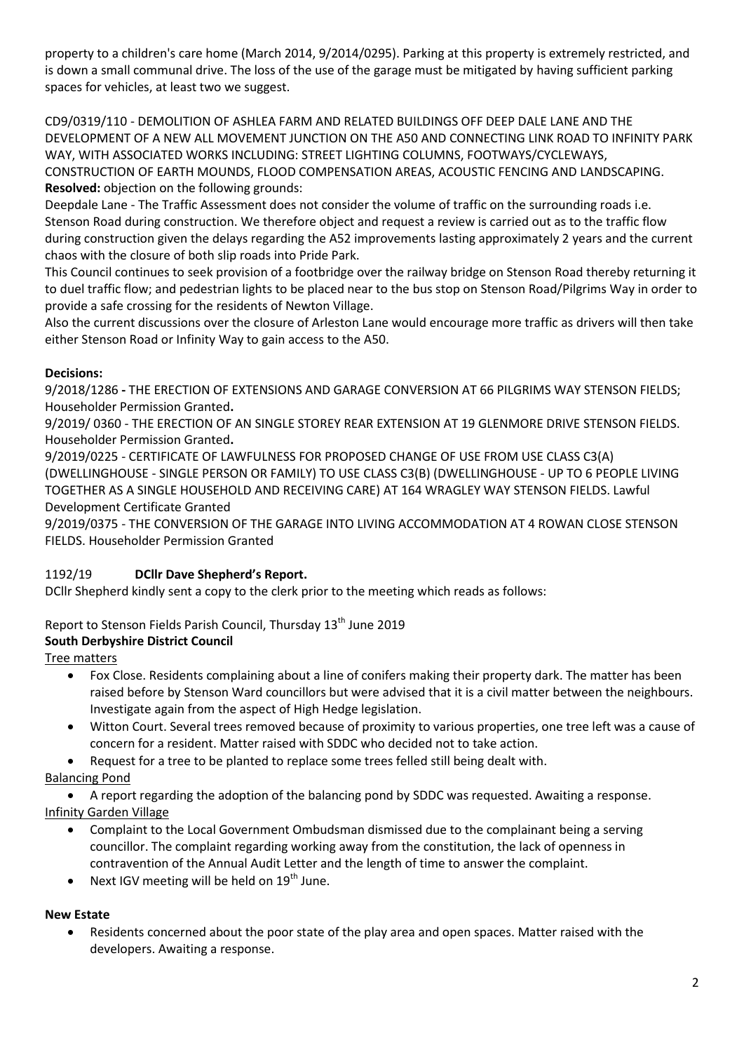property to a children's care home (March 2014, 9/2014/0295). Parking at this property is extremely restricted, and is down a small communal drive. The loss of the use of the garage must be mitigated by having sufficient parking spaces for vehicles, at least two we suggest.

CD9/0319/110 - DEMOLITION OF ASHLEA FARM AND RELATED BUILDINGS OFF DEEP DALE LANE AND THE DEVELOPMENT OF A NEW ALL MOVEMENT JUNCTION ON THE A50 AND CONNECTING LINK ROAD TO INFINITY PARK WAY, WITH ASSOCIATED WORKS INCLUDING: STREET LIGHTING COLUMNS, FOOTWAYS/CYCLEWAYS, CONSTRUCTION OF EARTH MOUNDS, FLOOD COMPENSATION AREAS, ACOUSTIC FENCING AND LANDSCAPING.
**Resolved:** objection on the following grounds:
Deepdale Lane - The Traffic Assessment does not consider the volume of traffic on the surrounding roads i.e. Stenson Road during construction. We therefore object and request a review is carried out as to the traffic flow during construction given the delays regarding the A52 improvements lasting approximately 2 years and the current chaos with the closure of both slip roads into Pride Park.
This Council continues to seek provision of a footbridge over the railway bridge on Stenson Road thereby returning it to duel traffic flow; and pedestrian lights to be placed near to the bus stop on Stenson Road/Pilgrims Way in order to provide a safe crossing for the residents of Newton Village.
Also the current discussions over the closure of Arleston Lane would encourage more traffic as drivers will then take either Stenson Road or Infinity Way to gain access to the A50.

**Decisions:**
9/2018/1286 **-** THE ERECTION OF EXTENSIONS AND GARAGE CONVERSION AT 66 PILGRIMS WAY STENSON FIELDS; Householder Permission Granted**.**
9/2019/ 0360 - THE ERECTION OF AN SINGLE STOREY REAR EXTENSION AT 19 GLENMORE DRIVE STENSON FIELDS. Householder Permission Granted**.**
9/2019/0225 - CERTIFICATE OF LAWFULNESS FOR PROPOSED CHANGE OF USE FROM USE CLASS C3(A) (DWELLINGHOUSE - SINGLE PERSON OR FAMILY) TO USE CLASS C3(B) (DWELLINGHOUSE - UP TO 6 PEOPLE LIVING TOGETHER AS A SINGLE HOUSEHOLD AND RECEIVING CARE) AT 164 WRAGLEY WAY STENSON FIELDS. Lawful Development Certificate Granted
9/2019/0375 - THE CONVERSION OF THE GARAGE INTO LIVING ACCOMMODATION AT 4 ROWAN CLOSE STENSON FIELDS. Householder Permission Granted

1192/19 **DCllr Dave Shepherd's Report.**
DCllr Shepherd kindly sent a copy to the clerk prior to the meeting which reads as follows:

Report to Stenson Fields Parish Council, Thursday 13th June 2019
**South Derbyshire District Council**
Tree matters

- Fox Close. Residents complaining about a line of conifers making their property dark. The matter has been raised before by Stenson Ward councillors but were advised that it is a civil matter between the neighbours. Investigate again from the aspect of High Hedge legislation.
- Witton Court. Several trees removed because of proximity to various properties, one tree left was a cause of concern for a resident. Matter raised with SDDC who decided not to take action.
- Request for a tree to be planted to replace some trees felled still being dealt with.

Balancing Pond

- A report regarding the adoption of the balancing pond by SDDC was requested. Awaiting a response.

Infinity Garden Village

- Complaint to the Local Government Ombudsman dismissed due to the complainant being a serving councillor. The complaint regarding working away from the constitution, the lack of openness in contravention of the Annual Audit Letter and the length of time to answer the complaint.
- Next IGV meeting will be held on 19th June.

**New Estate**

- Residents concerned about the poor state of the play area and open spaces. Matter raised with the developers. Awaiting a response.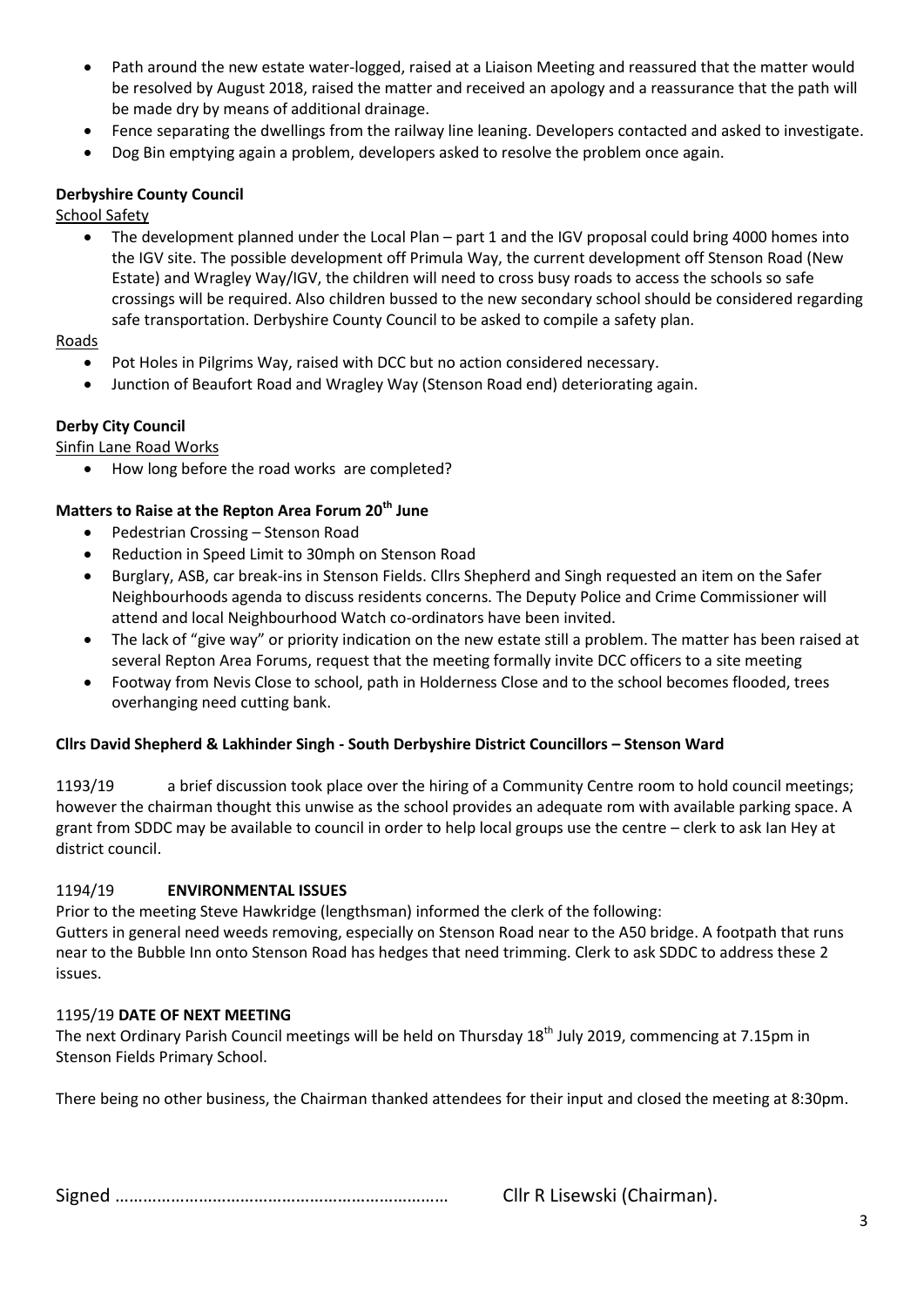- Path around the new estate water-logged, raised at a Liaison Meeting and reassured that the matter would be resolved by August 2018, raised the matter and received an apology and a reassurance that the path will be made dry by means of additional drainage.
- Fence separating the dwellings from the railway line leaning. Developers contacted and asked to investigate.
- Dog Bin emptying again a problem, developers asked to resolve the problem once again.

**Derbyshire County Council**

School Safety

- The development planned under the Local Plan – part 1 and the IGV proposal could bring 4000 homes into the IGV site. The possible development off Primula Way, the current development off Stenson Road (New Estate) and Wragley Way/IGV, the children will need to cross busy roads to access the schools so safe crossings will be required. Also children bussed to the new secondary school should be considered regarding safe transportation. Derbyshire County Council to be asked to compile a safety plan.

Roads

- Pot Holes in Pilgrims Way, raised with DCC but no action considered necessary.
- Junction of Beaufort Road and Wragley Way (Stenson Road end) deteriorating again.

**Derby City Council**

Sinfin Lane Road Works

- How long before the road works are completed?

**Matters to Raise at the Repton Area Forum 20th June**

- Pedestrian Crossing – Stenson Road
- Reduction in Speed Limit to 30mph on Stenson Road
- Burglary, ASB, car break-ins in Stenson Fields. Cllrs Shepherd and Singh requested an item on the Safer Neighbourhoods agenda to discuss residents concerns. The Deputy Police and Crime Commissioner will attend and local Neighbourhood Watch co-ordinators have been invited.
- The lack of "give way" or priority indication on the new estate still a problem. The matter has been raised at several Repton Area Forums, request that the meeting formally invite DCC officers to a site meeting
- Footway from Nevis Close to school, path in Holderness Close and to the school becomes flooded, trees overhanging need cutting bank.

**Cllrs David Shepherd & Lakhinder Singh - South Derbyshire District Councillors – Stenson Ward**

1193/19 a brief discussion took place over the hiring of a Community Centre room to hold council meetings; however the chairman thought this unwise as the school provides an adequate rom with available parking space. A grant from SDDC may be available to council in order to help local groups use the centre – clerk to ask Ian Hey at district council.

1194/19 **ENVIRONMENTAL ISSUES**

Prior to the meeting Steve Hawkridge (lengthsman) informed the clerk of the following:
Gutters in general need weeds removing, especially on Stenson Road near to the A50 bridge. A footpath that runs near to the Bubble Inn onto Stenson Road has hedges that need trimming. Clerk to ask SDDC to address these 2 issues.

1195/19 **DATE OF NEXT MEETING**

The next Ordinary Parish Council meetings will be held on Thursday 18th July 2019, commencing at 7.15pm in Stenson Fields Primary School.

There being no other business, the Chairman thanked attendees for their input and closed the meeting at 8:30pm.

Signed ……………………………………………………………… Cllr R Lisewski (Chairman).